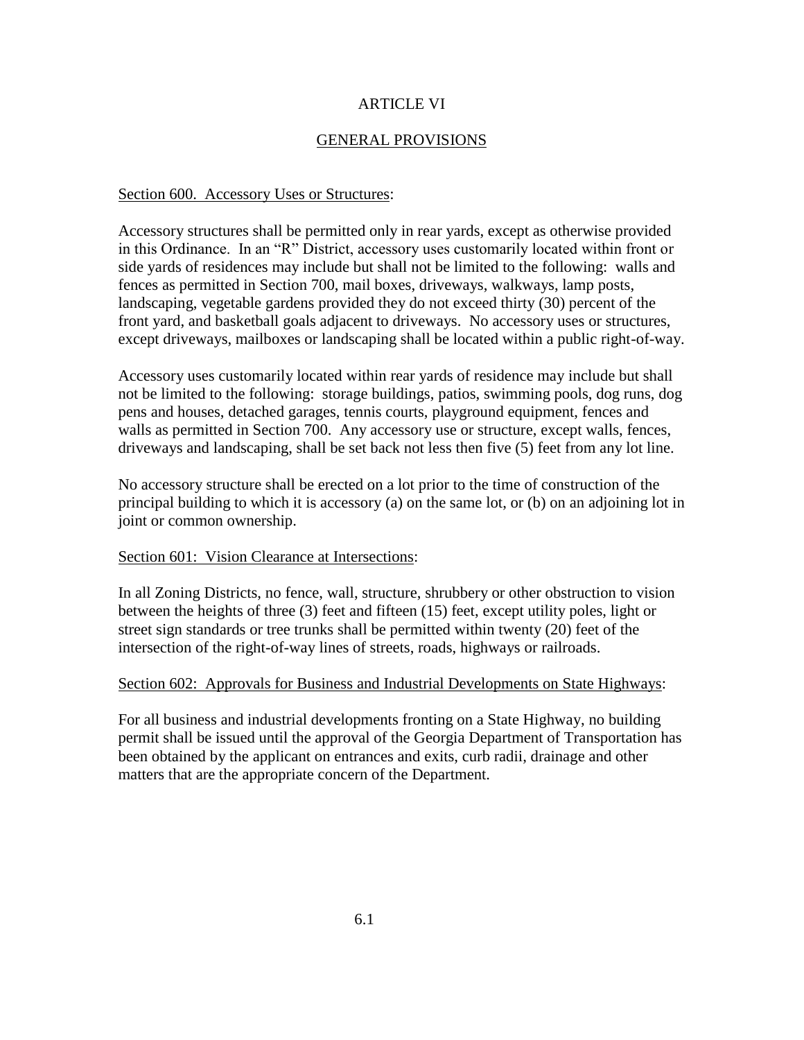# ARTICLE VI

## GENERAL PROVISIONS

### Section 600. Accessory Uses or Structures:

Accessory structures shall be permitted only in rear yards, except as otherwise provided in this Ordinance. In an "R" District, accessory uses customarily located within front or side yards of residences may include but shall not be limited to the following: walls and fences as permitted in Section 700, mail boxes, driveways, walkways, lamp posts, landscaping, vegetable gardens provided they do not exceed thirty (30) percent of the front yard, and basketball goals adjacent to driveways. No accessory uses or structures, except driveways, mailboxes or landscaping shall be located within a public right-of-way.

Accessory uses customarily located within rear yards of residence may include but shall not be limited to the following: storage buildings, patios, swimming pools, dog runs, dog pens and houses, detached garages, tennis courts, playground equipment, fences and walls as permitted in Section 700. Any accessory use or structure, except walls, fences, driveways and landscaping, shall be set back not less then five (5) feet from any lot line.

No accessory structure shall be erected on a lot prior to the time of construction of the principal building to which it is accessory (a) on the same lot, or (b) on an adjoining lot in joint or common ownership.

### Section 601: Vision Clearance at Intersections:

In all Zoning Districts, no fence, wall, structure, shrubbery or other obstruction to vision between the heights of three (3) feet and fifteen (15) feet, except utility poles, light or street sign standards or tree trunks shall be permitted within twenty (20) feet of the intersection of the right-of-way lines of streets, roads, highways or railroads.

### Section 602: Approvals for Business and Industrial Developments on State Highways:

For all business and industrial developments fronting on a State Highway, no building permit shall be issued until the approval of the Georgia Department of Transportation has been obtained by the applicant on entrances and exits, curb radii, drainage and other matters that are the appropriate concern of the Department.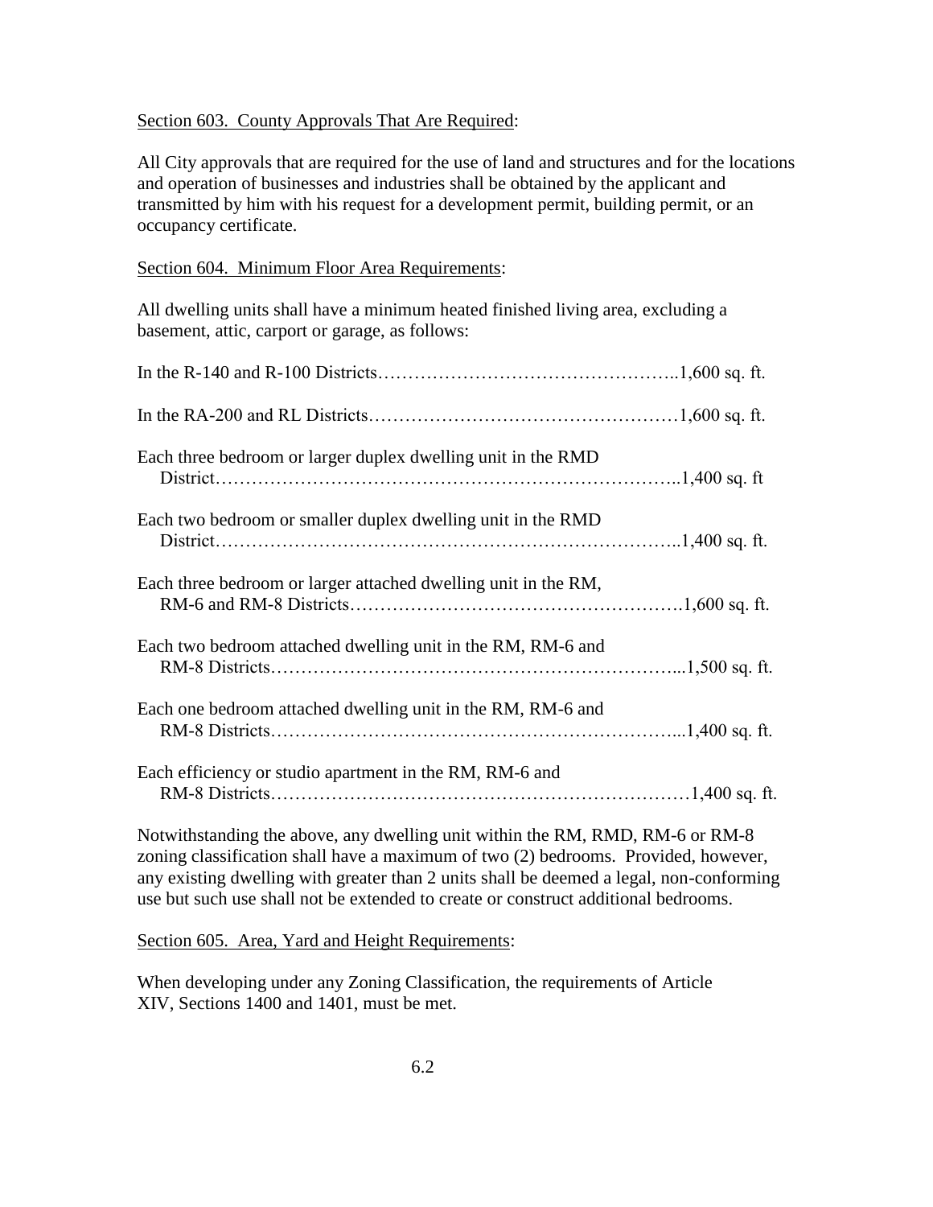Section 603. County Approvals That Are Required:

All City approvals that are required for the use of land and structures and for the locations and operation of businesses and industries shall be obtained by the applicant and transmitted by him with his request for a development permit, building permit, or an occupancy certificate.

Section 604. Minimum Floor Area Requirements:

All dwelling units shall have a minimum heated finished living area, excluding a basement, attic, carport or garage, as follows:

In the R-140 and R-100 Districts…………………………………………..1,600 sq. ft.

In the RA-200 and RL Districts……………………………………………1,600 sq. ft.

Each three bedroom or larger duplex dwelling unit in the RMD District……………………………………………………………………..1,400 sq. ft

Each two bedroom or smaller duplex dwelling unit in the RMD District……………………………………………………………………..1,400 sq. ft.

Each three bedroom or larger attached dwelling unit in the RM, RM-6 and RM-8 Districts…………………………………………….1,600 sq. ft.

Each two bedroom attached dwelling unit in the RM, RM-6 and RM-8 Districts………………………………………………………...1,500 sq. ft.

Each one bedroom attached dwelling unit in the RM, RM-6 and RM-8 Districts………………………………………………………...1,400 sq. ft.

Each efficiency or studio apartment in the RM, RM-6 and RM-8 Districts…………………………………………………………1,400 sq. ft.

Notwithstanding the above, any dwelling unit within the RM, RMD, RM-6 or RM-8 zoning classification shall have a maximum of two (2) bedrooms. Provided, however, any existing dwelling with greater than 2 units shall be deemed a legal, non-conforming use but such use shall not be extended to create or construct additional bedrooms.

Section 605. Area, Yard and Height Requirements:

When developing under any Zoning Classification, the requirements of Article XIV, Sections 1400 and 1401, must be met.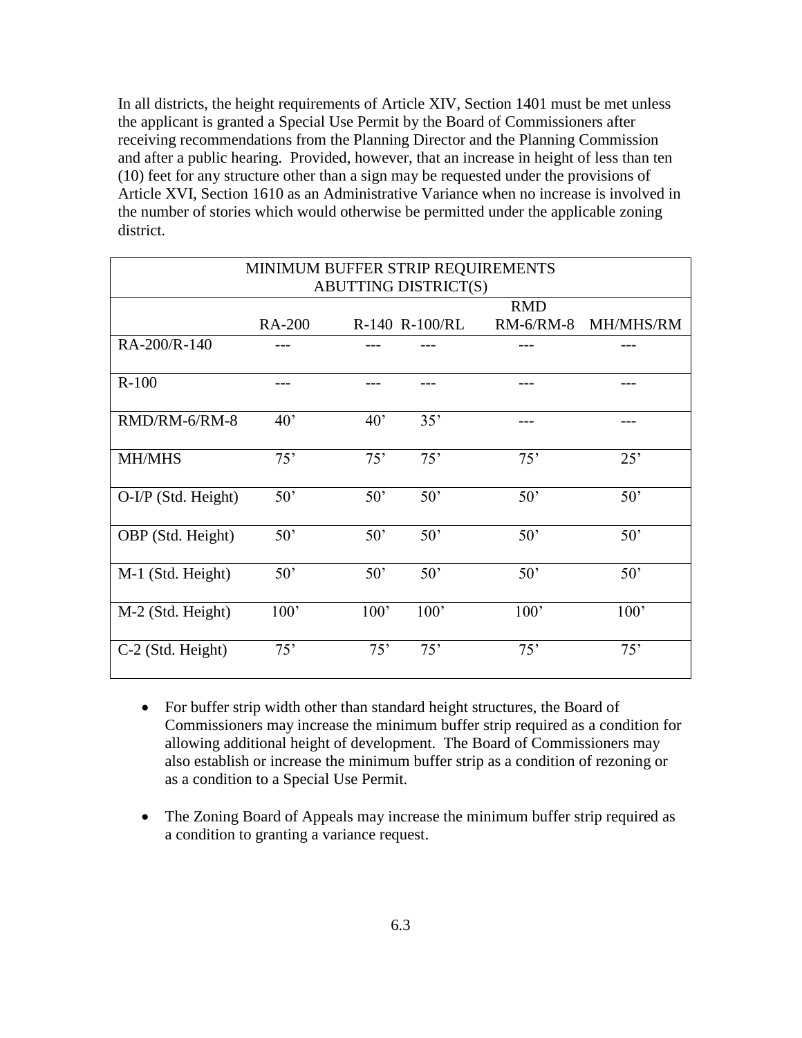In all districts, the height requirements of Article XIV, Section 1401 must be met unless the applicant is granted a Special Use Permit by the Board of Commissioners after receiving recommendations from the Planning Director and the Planning Commission and after a public hearing. Provided, however, that an increase in height of less than ten (10) feet for any structure other than a sign may be requested under the provisions of Article XVI, Section 1610 as an Administrative Variance when no increase is involved in the number of stories which would otherwise be permitted under the applicable zoning district.

| MINIMUM BUFFER STRIP REQUIREMENTS ABUTTING DISTRICT(S) | | | | | |
|---|---|---|---|---|---|
| | RA-200 | R-140 | R-100/RL | RMD RM-6/RM-8 | MH/MHS/RM |
| RA-200/R-140 | --- | --- | --- | --- | --- |
| R-100 | --- | --- | --- | --- | --- |
| RMD/RM-6/RM-8 | 40’ | 40’ | 35’ | --- | --- |
| MH/MHS | 75’ | 75’ | 75’ | 75’ | 25’ |
| O-I/P (Std. Height) | 50’ | 50’ | 50’ | 50’ | 50’ |
| OBP (Std. Height) | 50’ | 50’ | 50’ | 50’ | 50’ |
| M-1 (Std. Height) | 50’ | 50’ | 50’ | 50’ | 50’ |
| M-2 (Std. Height) | 100’ | 100’ | 100’ | 100’ | 100’ |
| C-2 (Std. Height) | 75’ | 75’ | 75’ | 75’ | 75’ |

- For buffer strip width other than standard height structures, the Board of Commissioners may increase the minimum buffer strip required as a condition for allowing additional height of development. The Board of Commissioners may also establish or increase the minimum buffer strip as a condition of rezoning or as a condition to a Special Use Permit.

- The Zoning Board of Appeals may increase the minimum buffer strip required as a condition to granting a variance request.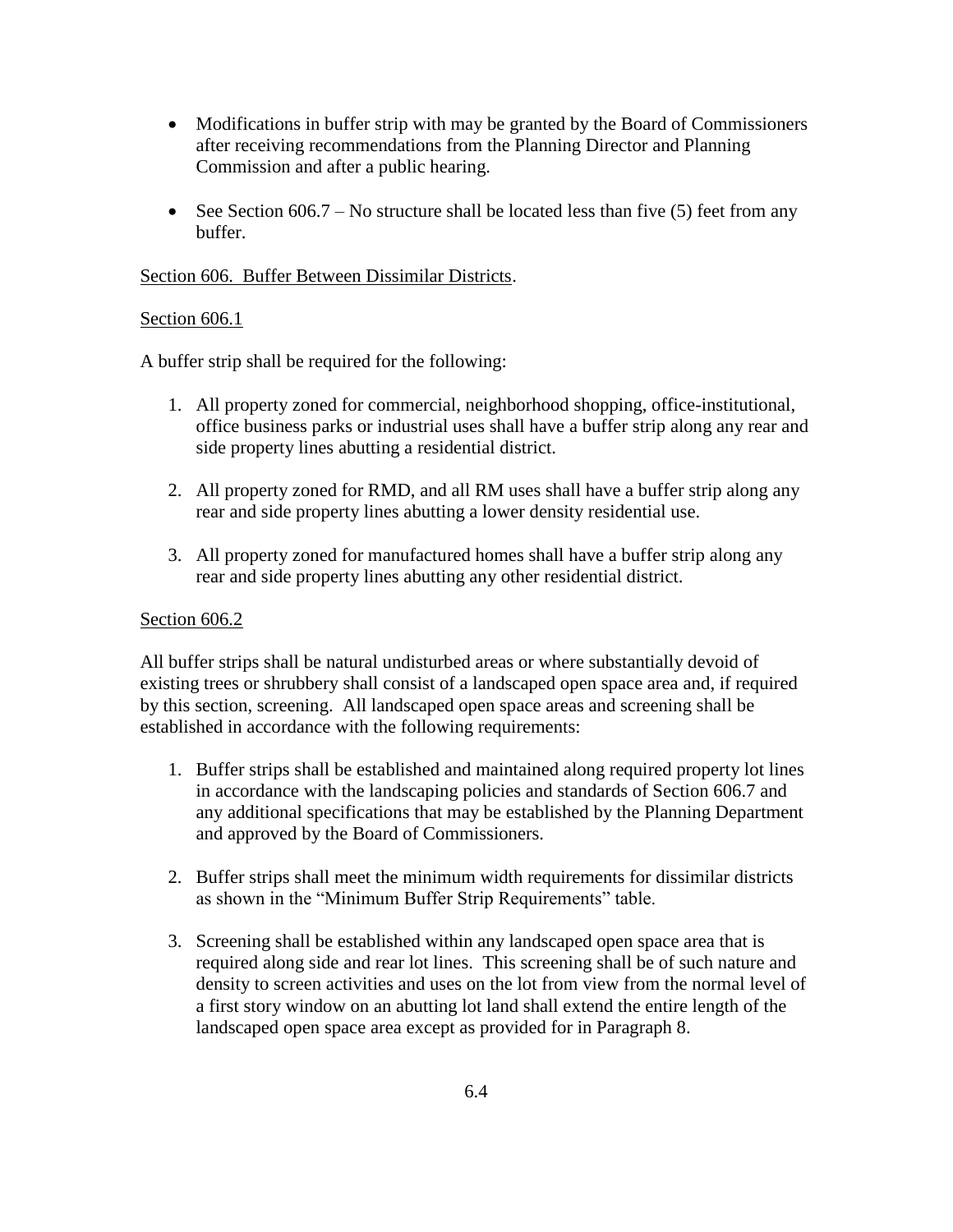- Modifications in buffer strip with may be granted by the Board of Commissioners after receiving recommendations from the Planning Director and Planning Commission and after a public hearing.

- See Section 606.7 – No structure shall be located less than five (5) feet from any buffer.

Section 606. Buffer Between Dissimilar Districts.

Section 606.1

A buffer strip shall be required for the following:

1. All property zoned for commercial, neighborhood shopping, office-institutional, office business parks or industrial uses shall have a buffer strip along any rear and side property lines abutting a residential district.

2. All property zoned for RMD, and all RM uses shall have a buffer strip along any rear and side property lines abutting a lower density residential use.

3. All property zoned for manufactured homes shall have a buffer strip along any rear and side property lines abutting any other residential district.

Section 606.2

All buffer strips shall be natural undisturbed areas or where substantially devoid of existing trees or shrubbery shall consist of a landscaped open space area and, if required by this section, screening. All landscaped open space areas and screening shall be established in accordance with the following requirements:

1. Buffer strips shall be established and maintained along required property lot lines in accordance with the landscaping policies and standards of Section 606.7 and any additional specifications that may be established by the Planning Department and approved by the Board of Commissioners.

2. Buffer strips shall meet the minimum width requirements for dissimilar districts as shown in the "Minimum Buffer Strip Requirements" table.

3. Screening shall be established within any landscaped open space area that is required along side and rear lot lines. This screening shall be of such nature and density to screen activities and uses on the lot from view from the normal level of a first story window on an abutting lot land shall extend the entire length of the landscaped open space area except as provided for in Paragraph 8.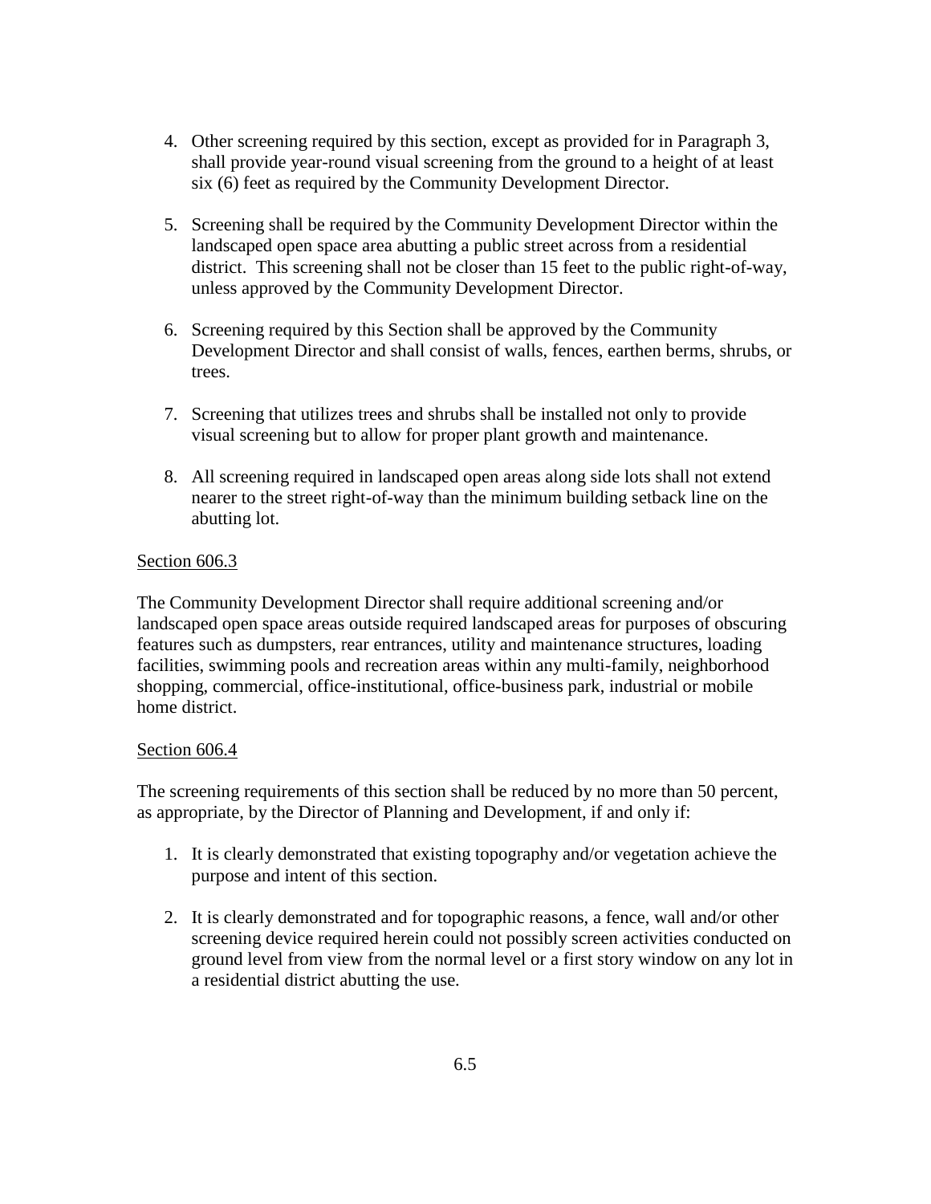4. Other screening required by this section, except as provided for in Paragraph 3, shall provide year-round visual screening from the ground to a height of at least six (6) feet as required by the Community Development Director.

5. Screening shall be required by the Community Development Director within the landscaped open space area abutting a public street across from a residential district. This screening shall not be closer than 15 feet to the public right-of-way, unless approved by the Community Development Director.

6. Screening required by this Section shall be approved by the Community Development Director and shall consist of walls, fences, earthen berms, shrubs, or trees.

7. Screening that utilizes trees and shrubs shall be installed not only to provide visual screening but to allow for proper plant growth and maintenance.

8. All screening required in landscaped open areas along side lots shall not extend nearer to the street right-of-way than the minimum building setback line on the abutting lot.

<u>Section 606.3</u>

The Community Development Director shall require additional screening and/or landscaped open space areas outside required landscaped areas for purposes of obscuring features such as dumpsters, rear entrances, utility and maintenance structures, loading facilities, swimming pools and recreation areas within any multi-family, neighborhood shopping, commercial, office-institutional, office-business park, industrial or mobile home district.

<u>Section 606.4</u>

The screening requirements of this section shall be reduced by no more than 50 percent, as appropriate, by the Director of Planning and Development, if and only if:

1. It is clearly demonstrated that existing topography and/or vegetation achieve the purpose and intent of this section.

2. It is clearly demonstrated and for topographic reasons, a fence, wall and/or other screening device required herein could not possibly screen activities conducted on ground level from view from the normal level or a first story window on any lot in a residential district abutting the use.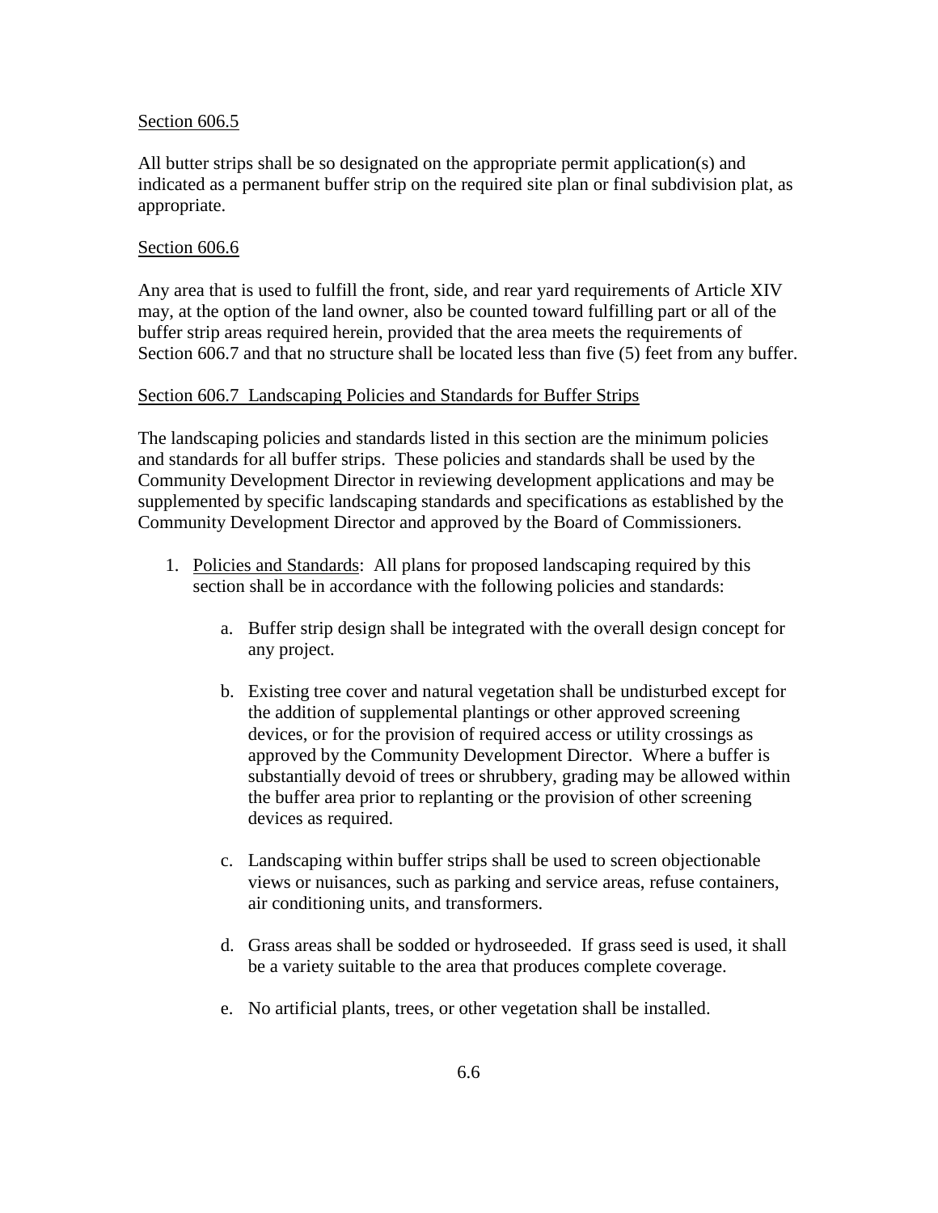Section 606.5

All butter strips shall be so designated on the appropriate permit application(s) and indicated as a permanent buffer strip on the required site plan or final subdivision plat, as appropriate.

Section 606.6

Any area that is used to fulfill the front, side, and rear yard requirements of Article XIV may, at the option of the land owner, also be counted toward fulfilling part or all of the buffer strip areas required herein, provided that the area meets the requirements of Section 606.7 and that no structure shall be located less than five (5) feet from any buffer.

Section 606.7 Landscaping Policies and Standards for Buffer Strips

The landscaping policies and standards listed in this section are the minimum policies and standards for all buffer strips. These policies and standards shall be used by the Community Development Director in reviewing development applications and may be supplemented by specific landscaping standards and specifications as established by the Community Development Director and approved by the Board of Commissioners.

1. Policies and Standards: All plans for proposed landscaping required by this section shall be in accordance with the following policies and standards:

    a. Buffer strip design shall be integrated with the overall design concept for any project.

    b. Existing tree cover and natural vegetation shall be undisturbed except for the addition of supplemental plantings or other approved screening devices, or for the provision of required access or utility crossings as approved by the Community Development Director. Where a buffer is substantially devoid of trees or shrubbery, grading may be allowed within the buffer area prior to replanting or the provision of other screening devices as required.

    c. Landscaping within buffer strips shall be used to screen objectionable views or nuisances, such as parking and service areas, refuse containers, air conditioning units, and transformers.

    d. Grass areas shall be sodded or hydroseeded. If grass seed is used, it shall be a variety suitable to the area that produces complete coverage.

    e. No artificial plants, trees, or other vegetation shall be installed.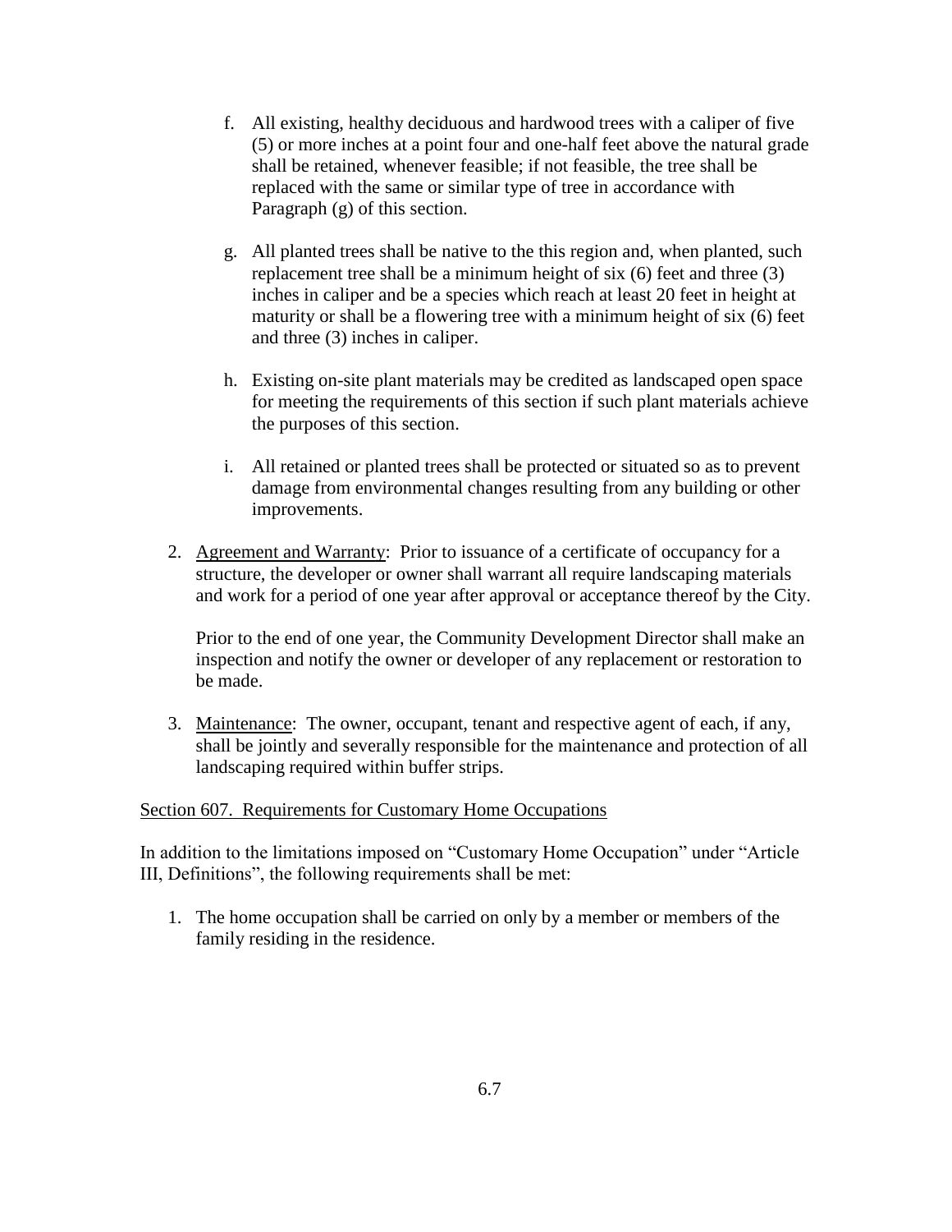f. All existing, healthy deciduous and hardwood trees with a caliper of five (5) or more inches at a point four and one-half feet above the natural grade shall be retained, whenever feasible; if not feasible, the tree shall be replaced with the same or similar type of tree in accordance with Paragraph (g) of this section.

g. All planted trees shall be native to the this region and, when planted, such replacement tree shall be a minimum height of six (6) feet and three (3) inches in caliper and be a species which reach at least 20 feet in height at maturity or shall be a flowering tree with a minimum height of six (6) feet and three (3) inches in caliper.

h. Existing on-site plant materials may be credited as landscaped open space for meeting the requirements of this section if such plant materials achieve the purposes of this section.

i. All retained or planted trees shall be protected or situated so as to prevent damage from environmental changes resulting from any building or other improvements.

2. Agreement and Warranty: Prior to issuance of a certificate of occupancy for a structure, the developer or owner shall warrant all require landscaping materials and work for a period of one year after approval or acceptance thereof by the City.

   Prior to the end of one year, the Community Development Director shall make an inspection and notify the owner or developer of any replacement or restoration to be made.

3. Maintenance: The owner, occupant, tenant and respective agent of each, if any, shall be jointly and severally responsible for the maintenance and protection of all landscaping required within buffer strips.

## Section 607. Requirements for Customary Home Occupations

In addition to the limitations imposed on "Customary Home Occupation" under "Article III, Definitions", the following requirements shall be met:

1. The home occupation shall be carried on only by a member or members of the family residing in the residence.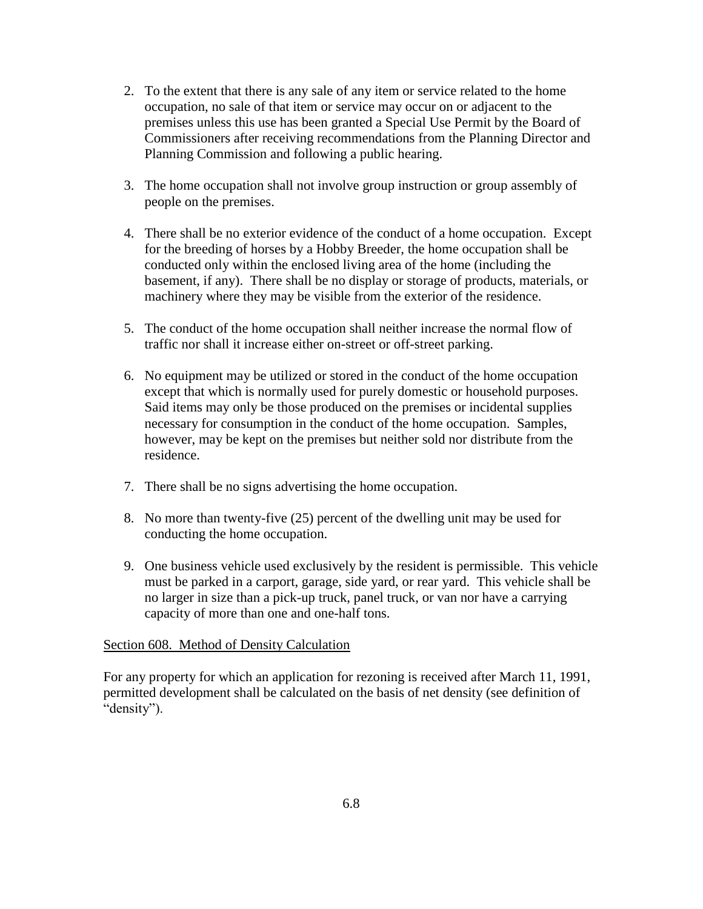2. To the extent that there is any sale of any item or service related to the home occupation, no sale of that item or service may occur on or adjacent to the premises unless this use has been granted a Special Use Permit by the Board of Commissioners after receiving recommendations from the Planning Director and Planning Commission and following a public hearing.

3. The home occupation shall not involve group instruction or group assembly of people on the premises.

4. There shall be no exterior evidence of the conduct of a home occupation. Except for the breeding of horses by a Hobby Breeder, the home occupation shall be conducted only within the enclosed living area of the home (including the basement, if any). There shall be no display or storage of products, materials, or machinery where they may be visible from the exterior of the residence.

5. The conduct of the home occupation shall neither increase the normal flow of traffic nor shall it increase either on-street or off-street parking.

6. No equipment may be utilized or stored in the conduct of the home occupation except that which is normally used for purely domestic or household purposes. Said items may only be those produced on the premises or incidental supplies necessary for consumption in the conduct of the home occupation. Samples, however, may be kept on the premises but neither sold nor distribute from the residence.

7. There shall be no signs advertising the home occupation.

8. No more than twenty-five (25) percent of the dwelling unit may be used for conducting the home occupation.

9. One business vehicle used exclusively by the resident is permissible. This vehicle must be parked in a carport, garage, side yard, or rear yard. This vehicle shall be no larger in size than a pick-up truck, panel truck, or van nor have a carrying capacity of more than one and one-half tons.

<u>Section 608. Method of Density Calculation</u>

For any property for which an application for rezoning is received after March 11, 1991, permitted development shall be calculated on the basis of net density (see definition of "density").